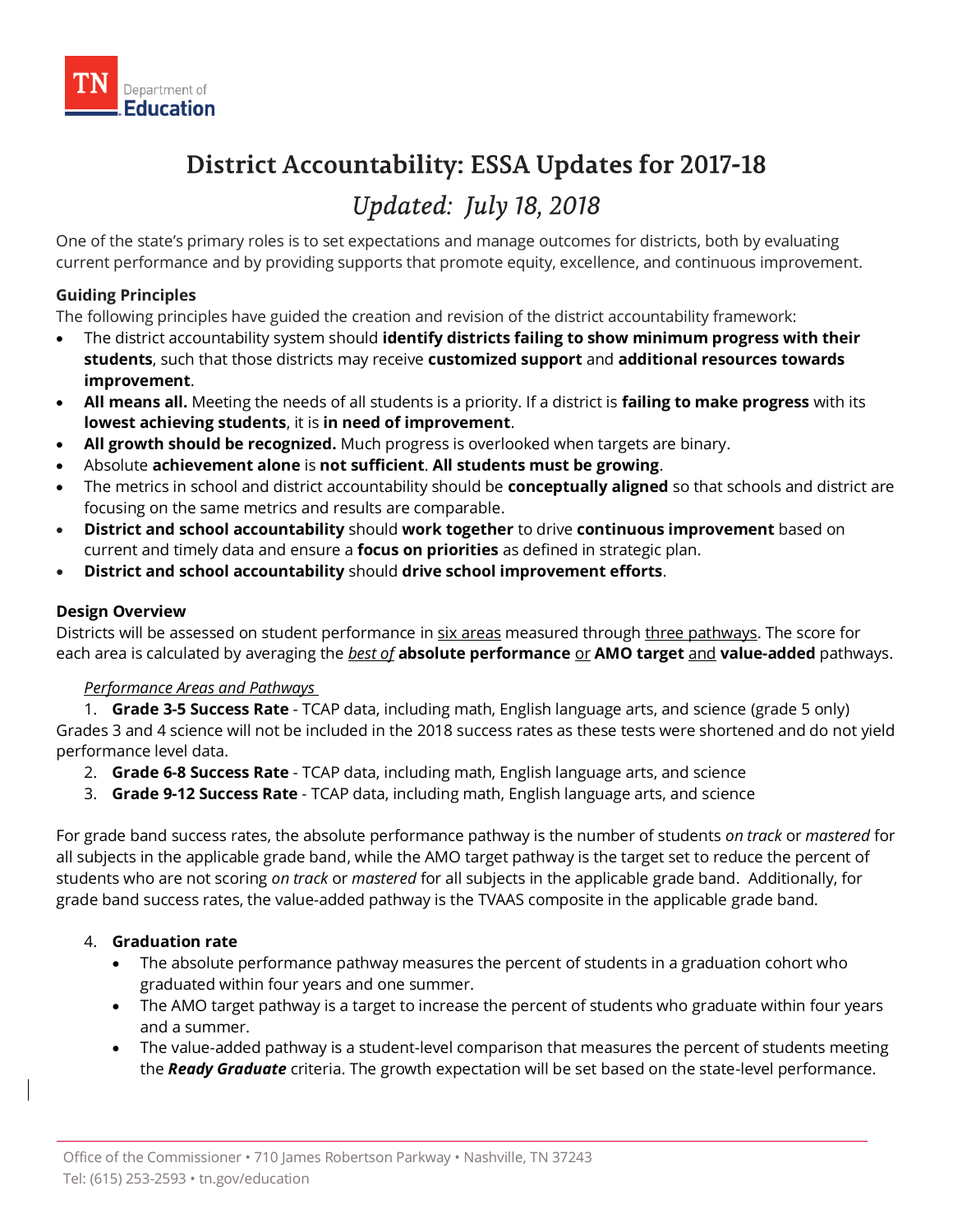# District Accountability: ESSA Updates for 2017-18

## *Updated: July 18, 2018*

One of the state's primary roles is to set expectations and manage outcomes for districts, both by evaluating current performance and by providing supports that promote equity, excellence, and continuous improvement.

**Guiding Principles**

The following principles have guided the creation and revision of the district accountability framework:

- The district accountability system should **identify districts failing to show minimum progress with their students**, such that those districts may receive **customized support** and **additional resources towards improvement**.
- **All means all.** Meeting the needs of all students is a priority. If a district is **failing to make progress** with its **lowest achieving students**, it is **in need of improvement**.
- **All growth should be recognized.** Much progress is overlooked when targets are binary.
- Absolute **achievement alone** is **not sufficient**. **All students must be growing**.
- The metrics in school and district accountability should be **conceptually aligned** so that schools and district are focusing on the same metrics and results are comparable.
- **District and school accountability** should **work together** to drive **continuous improvement** based on current and timely data and ensure a **focus on priorities** as defined in strategic plan.
- **District and school accountability** should **drive school improvement efforts**.

**Design Overview**

Districts will be assessed on student performance in six areas measured through three pathways. The score for each area is calculated by averaging the ***best of*** **absolute performance** or **AMO target** and **value-added** pathways.

*Performance Areas and Pathways*

1. **Grade 3-5 Success Rate** - TCAP data, including math, English language arts, and science (grade 5 only)

Grades 3 and 4 science will not be included in the 2018 success rates as these tests were shortened and do not yield performance level data.

2. **Grade 6-8 Success Rate** - TCAP data, including math, English language arts, and science
3. **Grade 9-12 Success Rate** - TCAP data, including math, English language arts, and science

For grade band success rates, the absolute performance pathway is the number of students *on track* or *mastered* for all subjects in the applicable grade band, while the AMO target pathway is the target set to reduce the percent of students who are not scoring *on track* or *mastered* for all subjects in the applicable grade band. Additionally, for grade band success rates, the value-added pathway is the TVAAS composite in the applicable grade band.

4. **Graduation rate**
   - The absolute performance pathway measures the percent of students in a graduation cohort who graduated within four years and one summer.
   - The AMO target pathway is a target to increase the percent of students who graduate within four years and a summer.
   - The value-added pathway is a student-level comparison that measures the percent of students meeting the ***Ready Graduate*** criteria. The growth expectation will be set based on the state-level performance.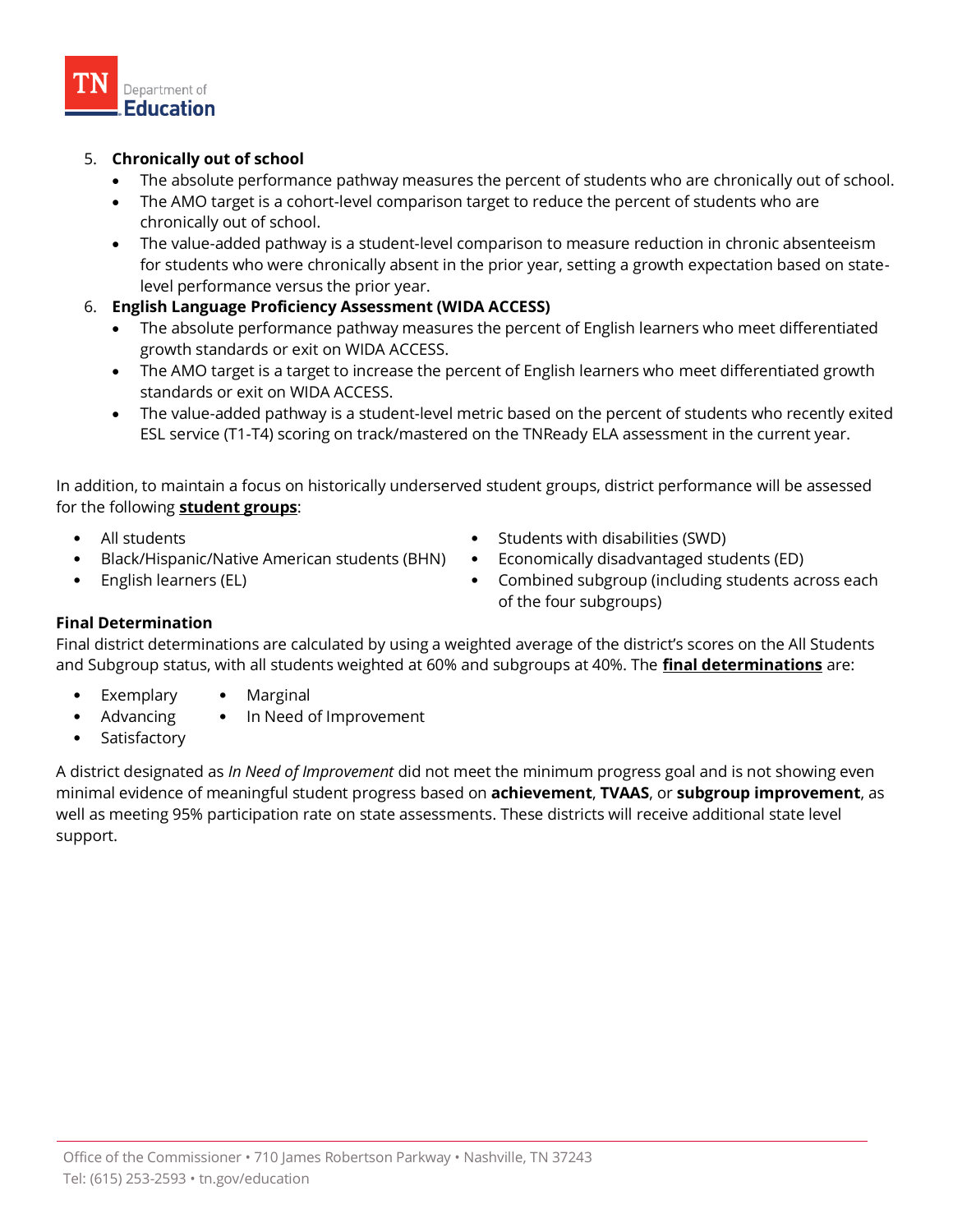5. **Chronically out of school**
   - The absolute performance pathway measures the percent of students who are chronically out of school.
   - The AMO target is a cohort-level comparison target to reduce the percent of students who are chronically out of school.
   - The value-added pathway is a student-level comparison to measure reduction in chronic absenteeism for students who were chronically absent in the prior year, setting a growth expectation based on state-level performance versus the prior year.
6. **English Language Proficiency Assessment (WIDA ACCESS)**
   - The absolute performance pathway measures the percent of English learners who meet differentiated growth standards or exit on WIDA ACCESS.
   - The AMO target is a target to increase the percent of English learners who meet differentiated growth standards or exit on WIDA ACCESS.
   - The value-added pathway is a student-level metric based on the percent of students who recently exited ESL service (T1-T4) scoring on track/mastered on the TNReady ELA assessment in the current year.

In addition, to maintain a focus on historically underserved student groups, district performance will be assessed for the following **student groups**:

- All students
- Black/Hispanic/Native American students (BHN)
- English learners (EL)
- Students with disabilities (SWD)
- Economically disadvantaged students (ED)
- Combined subgroup (including students across each of the four subgroups)

**Final Determination**

Final district determinations are calculated by using a weighted average of the district's scores on the All Students and Subgroup status, with all students weighted at 60% and subgroups at 40%. The **final determinations** are:

- Exemplary
- Advancing
- Satisfactory
- Marginal
- In Need of Improvement

A district designated as *In Need of Improvement* did not meet the minimum progress goal and is not showing even minimal evidence of meaningful student progress based on **achievement**, **TVAAS**, or **subgroup improvement**, as well as meeting 95% participation rate on state assessments. These districts will receive additional state level support.